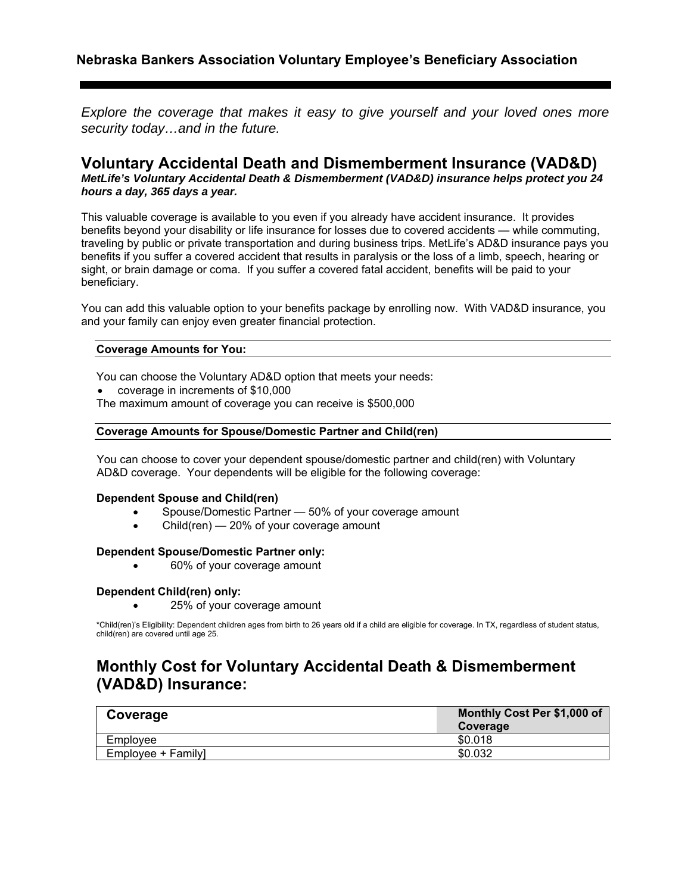## Nebraska Bankers Association Voluntary Employee's Beneficiary Association

*Explore the coverage that makes it easy to give yourself and your loved ones more security today…and in the future.*

# Voluntary Accidental Death and Dismemberment Insurance (VAD&D)

***MetLife's Voluntary Accidental Death & Dismemberment (VAD&D) insurance helps protect you 24 hours a day, 365 days a year.***

This valuable coverage is available to you even if you already have accident insurance. It provides benefits beyond your disability or life insurance for losses due to covered accidents — while commuting, traveling by public or private transportation and during business trips. MetLife's AD&D insurance pays you benefits if you suffer a covered accident that results in paralysis or the loss of a limb, speech, hearing or sight, or brain damage or coma. If you suffer a covered fatal accident, benefits will be paid to your beneficiary.

You can add this valuable option to your benefits package by enrolling now. With VAD&D insurance, you and your family can enjoy even greater financial protection.

### Coverage Amounts for You:

You can choose the Voluntary AD&D option that meets your needs:

- coverage in increments of $10,000

The maximum amount of coverage you can receive is $500,000

### Coverage Amounts for Spouse/Domestic Partner and Child(ren)

You can choose to cover your dependent spouse/domestic partner and child(ren) with Voluntary AD&D coverage. Your dependents will be eligible for the following coverage:

**Dependent Spouse and Child(ren)**

- Spouse/Domestic Partner — 50% of your coverage amount
- Child(ren) — 20% of your coverage amount

**Dependent Spouse/Domestic Partner only:**

- 60% of your coverage amount

**Dependent Child(ren) only:**

- 25% of your coverage amount

*Child(ren)'s Eligibility: Dependent children ages from birth to 26 years old if a child are eligible for coverage. In TX, regardless of student status, child(ren) are covered until age 25.

# Monthly Cost for Voluntary Accidental Death & Dismemberment (VAD&D) Insurance:

| Coverage | Monthly Cost Per $1,000 of Coverage |
|---|---|
| Employee | $0.018 |
| Employee + Family] | $0.032 |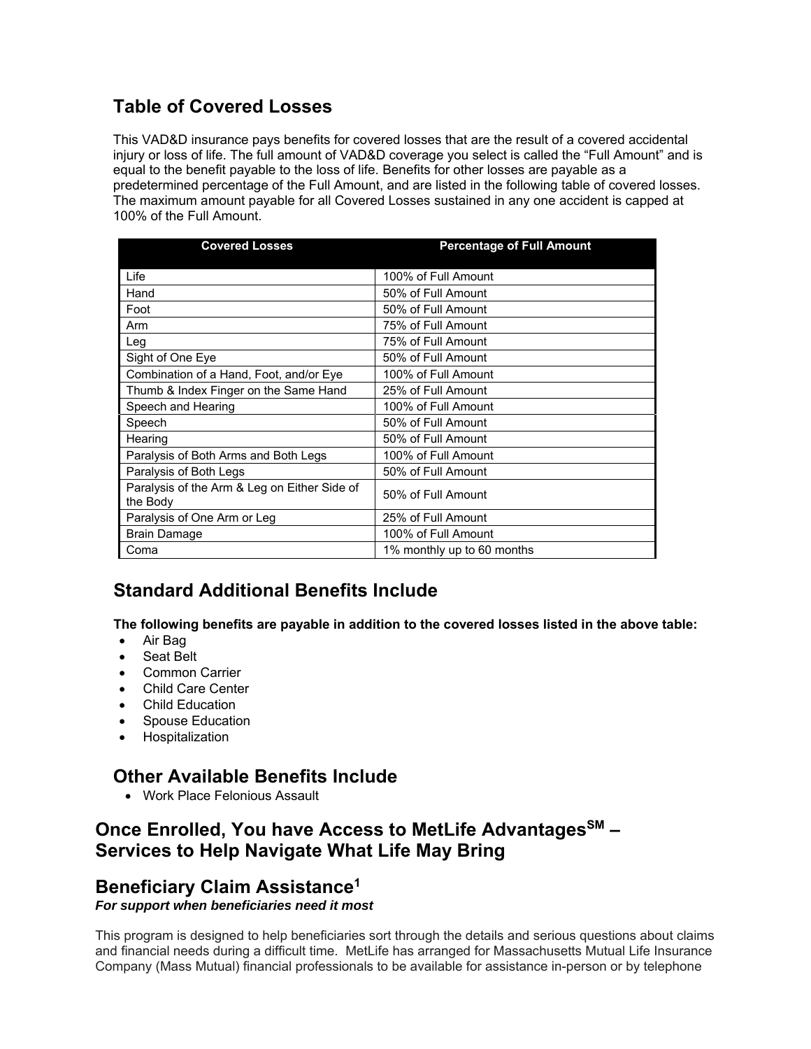## Table of Covered Losses

This VAD&D insurance pays benefits for covered losses that are the result of a covered accidental injury or loss of life. The full amount of VAD&D coverage you select is called the "Full Amount" and is equal to the benefit payable to the loss of life. Benefits for other losses are payable as a predetermined percentage of the Full Amount, and are listed in the following table of covered losses. The maximum amount payable for all Covered Losses sustained in any one accident is capped at 100% of the Full Amount.

| Covered Losses | Percentage of Full Amount |
|---|---|
| Life | 100% of Full Amount |
| Hand | 50% of Full Amount |
| Foot | 50% of Full Amount |
| Arm | 75% of Full Amount |
| Leg | 75% of Full Amount |
| Sight of One Eye | 50% of Full Amount |
| Combination of a Hand, Foot, and/or Eye | 100% of Full Amount |
| Thumb & Index Finger on the Same Hand | 25% of Full Amount |
| Speech and Hearing | 100% of Full Amount |
| Speech | 50% of Full Amount |
| Hearing | 50% of Full Amount |
| Paralysis of Both Arms and Both Legs | 100% of Full Amount |
| Paralysis of Both Legs | 50% of Full Amount |
| Paralysis of the Arm & Leg on Either Side of the Body | 50% of Full Amount |
| Paralysis of One Arm or Leg | 25% of Full Amount |
| Brain Damage | 100% of Full Amount |
| Coma | 1% monthly up to 60 months |

## Standard Additional Benefits Include

**The following benefits are payable in addition to the covered losses listed in the above table:**

- Air Bag
- Seat Belt
- Common Carrier
- Child Care Center
- Child Education
- Spouse Education
- Hospitalization

## Other Available Benefits Include

- Work Place Felonious Assault

## Once Enrolled, You have Access to MetLife Advantages℠ – Services to Help Navigate What Life May Bring

## Beneficiary Claim Assistance[1]

***For support when beneficiaries need it most***

This program is designed to help beneficiaries sort through the details and serious questions about claims and financial needs during a difficult time. MetLife has arranged for Massachusetts Mutual Life Insurance Company (Mass Mutual) financial professionals to be available for assistance in-person or by telephone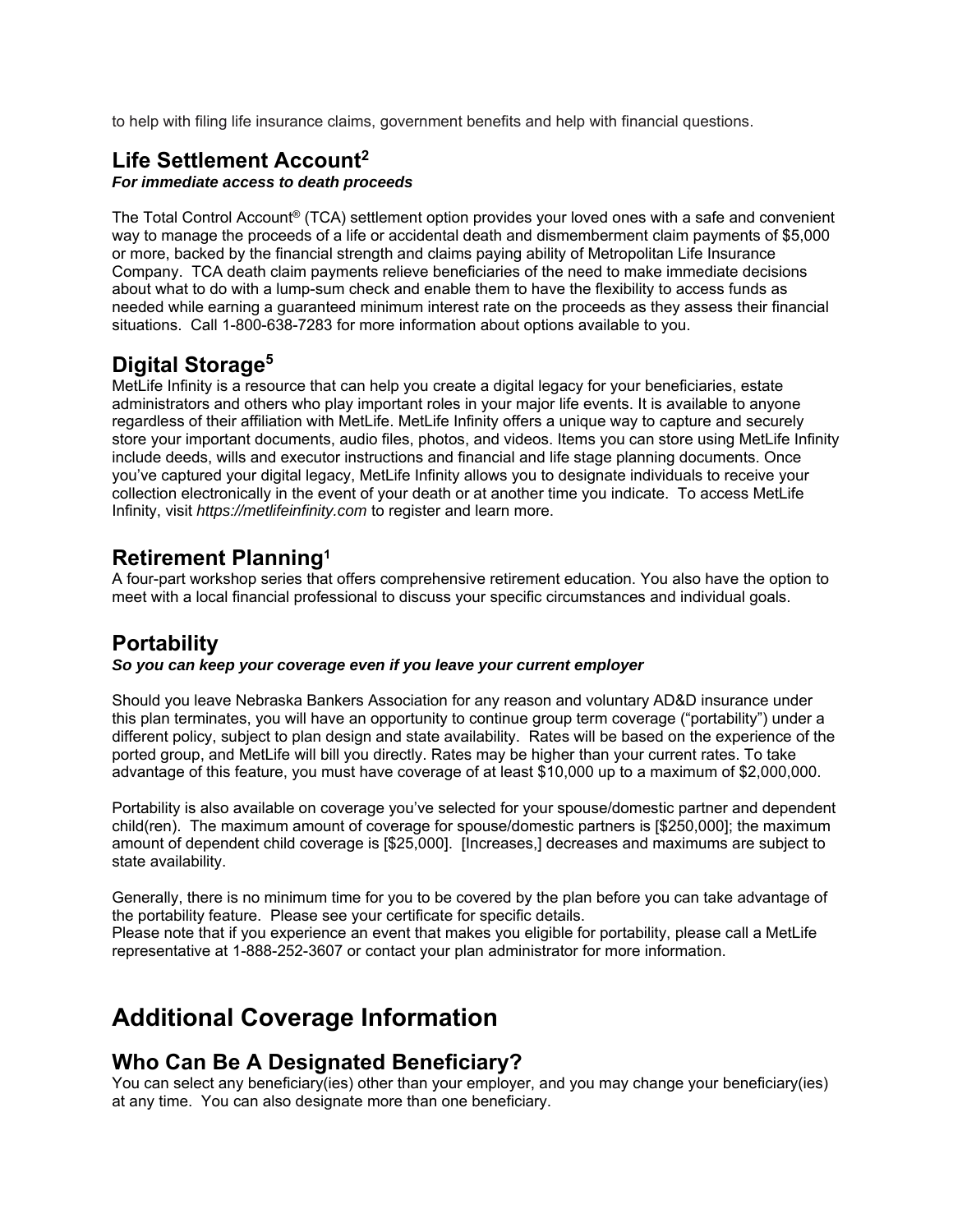to help with filing life insurance claims, government benefits and help with financial questions.

## Life Settlement Account[2]

***For immediate access to death proceeds***

The Total Control Account® (TCA) settlement option provides your loved ones with a safe and convenient way to manage the proceeds of a life or accidental death and dismemberment claim payments of $5,000 or more, backed by the financial strength and claims paying ability of Metropolitan Life Insurance Company. TCA death claim payments relieve beneficiaries of the need to make immediate decisions about what to do with a lump-sum check and enable them to have the flexibility to access funds as needed while earning a guaranteed minimum interest rate on the proceeds as they assess their financial situations. Call 1-800-638-7283 for more information about options available to you.

## Digital Storage[5]

MetLife Infinity is a resource that can help you create a digital legacy for your beneficiaries, estate administrators and others who play important roles in your major life events. It is available to anyone regardless of their affiliation with MetLife. MetLife Infinity offers a unique way to capture and securely store your important documents, audio files, photos, and videos. Items you can store using MetLife Infinity include deeds, wills and executor instructions and financial and life stage planning documents. Once you've captured your digital legacy, MetLife Infinity allows you to designate individuals to receive your collection electronically in the event of your death or at another time you indicate. To access MetLife Infinity, visit *https://metlifeinfinity.com* to register and learn more.

## Retirement Planning[1]

A four-part workshop series that offers comprehensive retirement education. You also have the option to meet with a local financial professional to discuss your specific circumstances and individual goals.

## Portability

***So you can keep your coverage even if you leave your current employer***

Should you leave Nebraska Bankers Association for any reason and voluntary AD&D insurance under this plan terminates, you will have an opportunity to continue group term coverage ("portability") under a different policy, subject to plan design and state availability. Rates will be based on the experience of the ported group, and MetLife will bill you directly. Rates may be higher than your current rates. To take advantage of this feature, you must have coverage of at least $10,000 up to a maximum of $2,000,000.

Portability is also available on coverage you've selected for your spouse/domestic partner and dependent child(ren). The maximum amount of coverage for spouse/domestic partners is [$250,000]; the maximum amount of dependent child coverage is [$25,000]. [Increases,] decreases and maximums are subject to state availability.

Generally, there is no minimum time for you to be covered by the plan before you can take advantage of the portability feature. Please see your certificate for specific details.
Please note that if you experience an event that makes you eligible for portability, please call a MetLife representative at 1-888-252-3607 or contact your plan administrator for more information.

# Additional Coverage Information

## Who Can Be A Designated Beneficiary?

You can select any beneficiary(ies) other than your employer, and you may change your beneficiary(ies) at any time. You can also designate more than one beneficiary.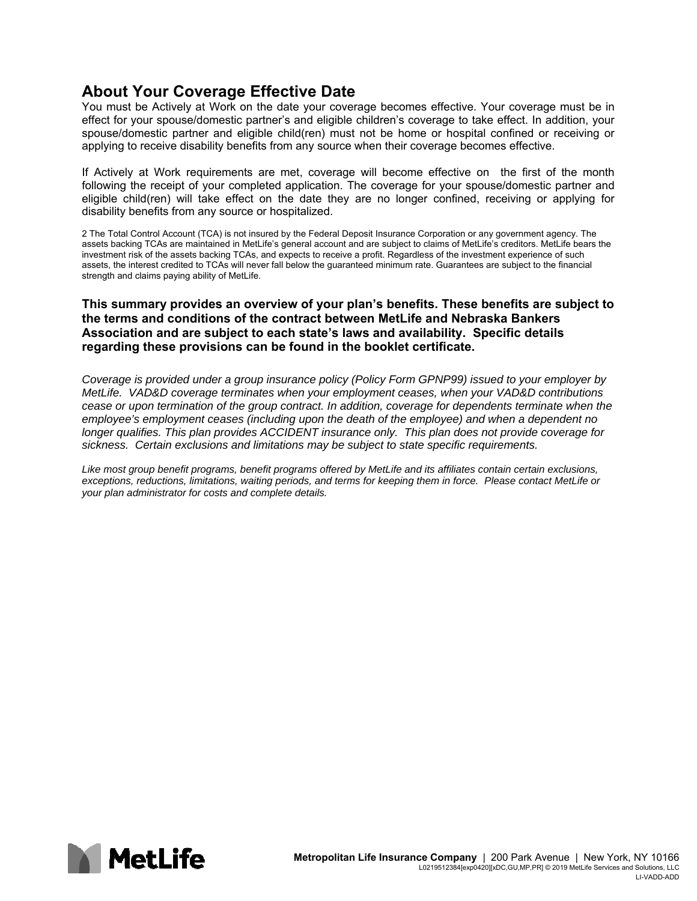## About Your Coverage Effective Date

You must be Actively at Work on the date your coverage becomes effective. Your coverage must be in effect for your spouse/domestic partner's and eligible children's coverage to take effect. In addition, your spouse/domestic partner and eligible child(ren) must not be home or hospital confined or receiving or applying to receive disability benefits from any source when their coverage becomes effective.

If Actively at Work requirements are met, coverage will become effective on the first of the month following the receipt of your completed application. The coverage for your spouse/domestic partner and eligible child(ren) will take effect on the date they are no longer confined, receiving or applying for disability benefits from any source or hospitalized.

2 The Total Control Account (TCA) is not insured by the Federal Deposit Insurance Corporation or any government agency. The assets backing TCAs are maintained in MetLife's general account and are subject to claims of MetLife's creditors. MetLife bears the investment risk of the assets backing TCAs, and expects to receive a profit. Regardless of the investment experience of such assets, the interest credited to TCAs will never fall below the guaranteed minimum rate. Guarantees are subject to the financial strength and claims paying ability of MetLife.

**This summary provides an overview of your plan's benefits. These benefits are subject to the terms and conditions of the contract between MetLife and Nebraska Bankers Association and are subject to each state's laws and availability. Specific details regarding these provisions can be found in the booklet certificate.**

*Coverage is provided under a group insurance policy (Policy Form GPNP99) issued to your employer by MetLife. VAD&D coverage terminates when your employment ceases, when your VAD&D contributions cease or upon termination of the group contract. In addition, coverage for dependents terminate when the employee's employment ceases (including upon the death of the employee) and when a dependent no longer qualifies. This plan provides ACCIDENT insurance only. This plan does not provide coverage for sickness. Certain exclusions and limitations may be subject to state specific requirements.*

*Like most group benefit programs, benefit programs offered by MetLife and its affiliates contain certain exclusions, exceptions, reductions, limitations, waiting periods, and terms for keeping them in force. Please contact MetLife or your plan administrator for costs and complete details.*

MetLife

**Metropolitan Life Insurance Company** | 200 Park Avenue | New York, NY 10166
L0219512384[exp0420][xDC,GU,MP,PR] © 2019 MetLife Services and Solutions, LLC
LI-VADD-ADD